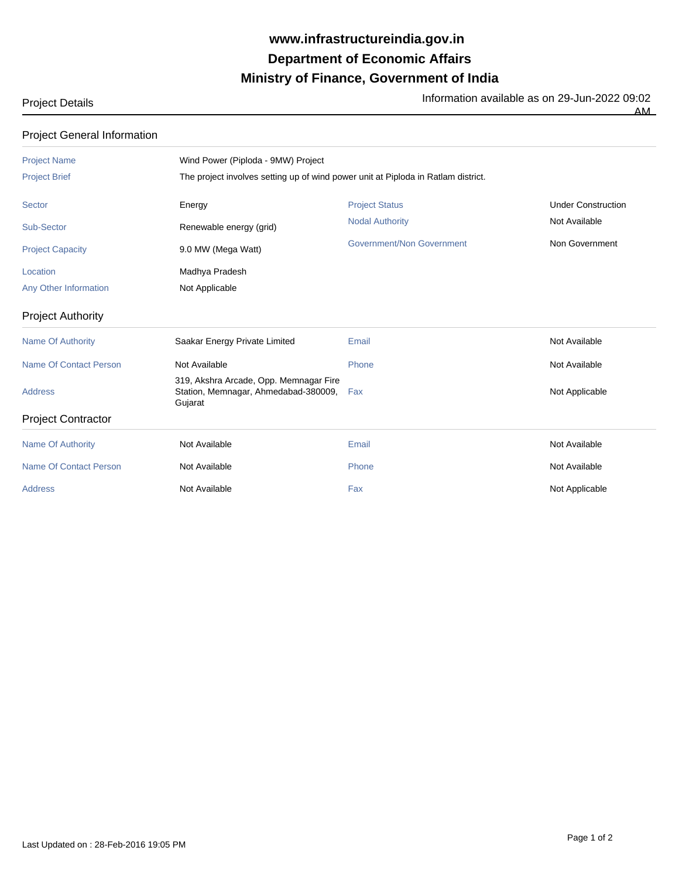# www.infrastructureindia.gov.in

# Department of Economic Affairs

# Ministry of Finance, Government of India

Project Details

Information available as on 29-Jun-2022 09:02 AM

## Project General Information

| | | | |
|---|---|---|---|
| Project Name | Wind Power (Piploda - 9MW) Project | | |
| Project Brief | The project involves setting up of wind power unit at Piploda in Ratlam district. | | |
| Sector | Energy | Project Status | Under Construction |
| Sub-Sector | Renewable energy (grid) | Nodal Authority | Not Available |
| Project Capacity | 9.0 MW (Mega Watt) | Government/Non Government | Non Government |
| Location | Madhya Pradesh | | |
| Any Other Information | Not Applicable | | |

## Project Authority

| | | | |
|---|---|---|---|
| Name Of Authority | Saakar Energy Private Limited | Email | Not Available |
| Name Of Contact Person | Not Available | Phone | Not Available |
| Address | 319, Akshra Arcade, Opp. Memnagar Fire Station, Memnagar, Ahmedabad-380009, Gujarat | Fax | Not Applicable |

## Project Contractor

| | | | |
|---|---|---|---|
| Name Of Authority | Not Available | Email | Not Available |
| Name Of Contact Person | Not Available | Phone | Not Available |
| Address | Not Available | Fax | Not Applicable |

Last Updated on : 28-Feb-2016 19:05 PM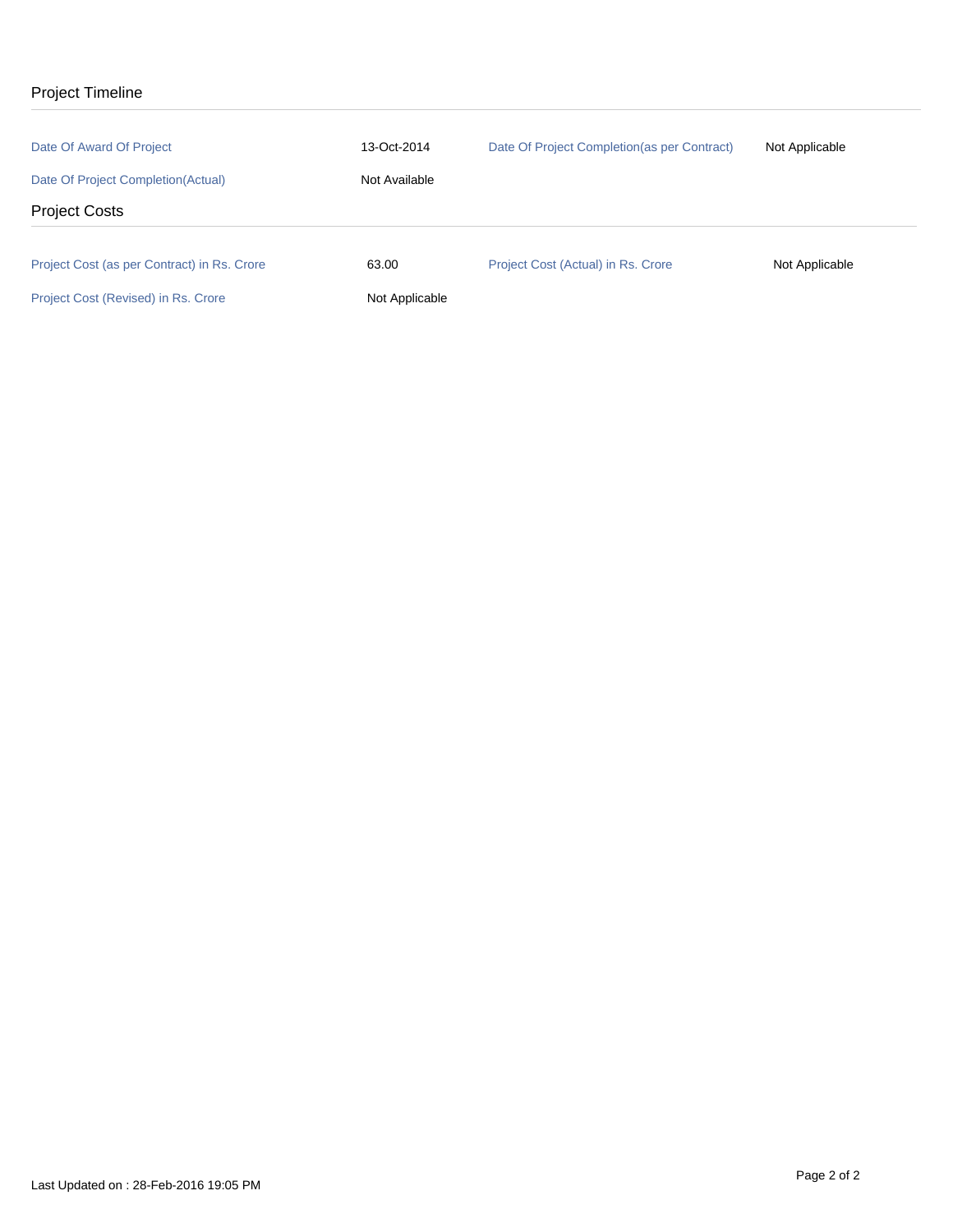## Project Timeline

| | | | |
|---|---|---|---|
| Date Of Award Of Project | 13-Oct-2014 | Date Of Project Completion(as per Contract) | Not Applicable |
| Date Of Project Completion(Actual) | Not Available | | |

## Project Costs

| | | | |
|---|---|---|---|
| Project Cost (as per Contract) in Rs. Crore | 63.00 | Project Cost (Actual) in Rs. Crore | Not Applicable |
| Project Cost (Revised) in Rs. Crore | Not Applicable | | |

Last Updated on : 28-Feb-2016 19:05 PM